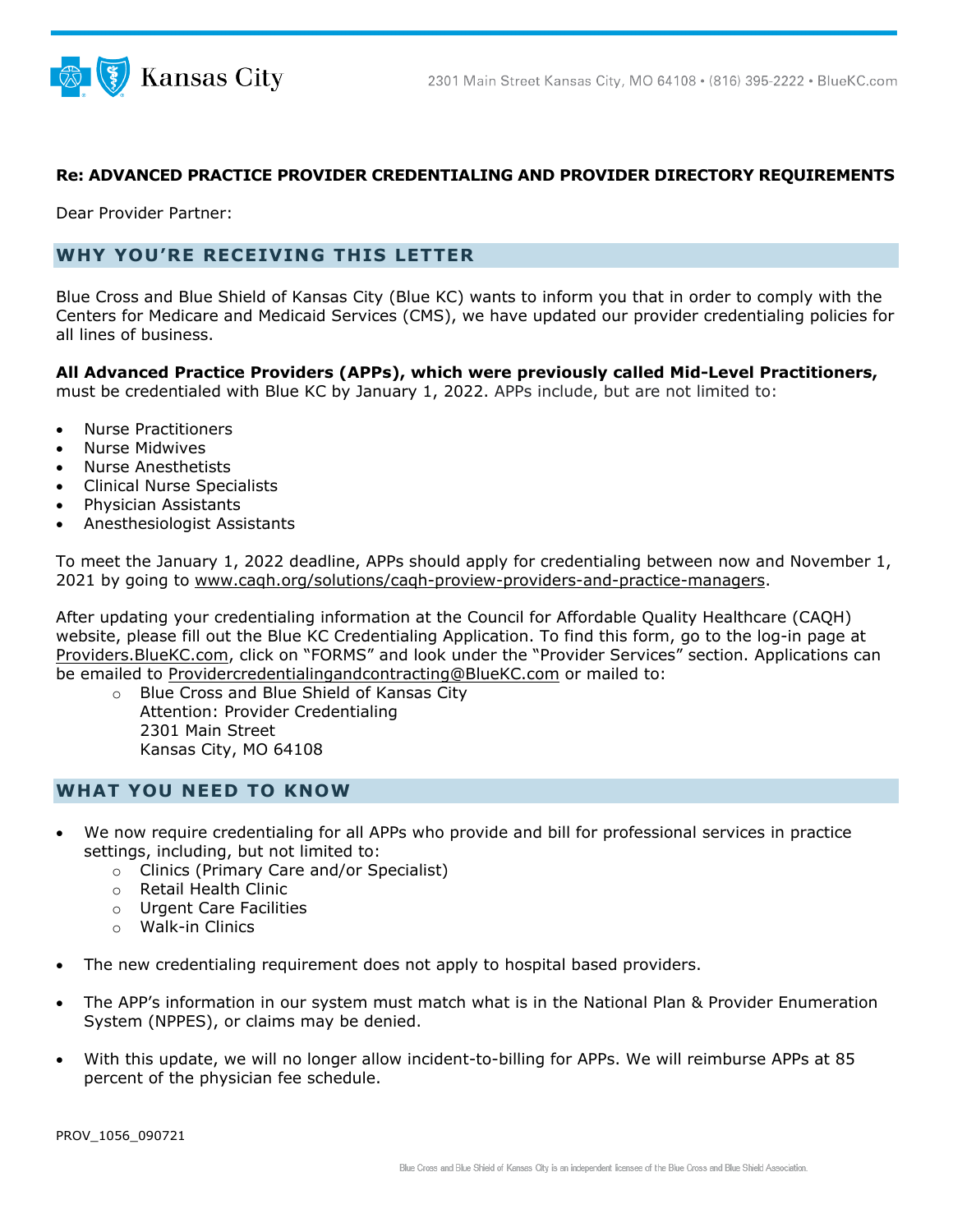Kansas City

2301 Main Street Kansas City, MO 64108 • (816) 395-2222 • BlueKC.com

**Re: ADVANCED PRACTICE PROVIDER CREDENTIALING AND PROVIDER DIRECTORY REQUIREMENTS**

Dear Provider Partner:

## WHY YOU'RE RECEIVING THIS LETTER

Blue Cross and Blue Shield of Kansas City (Blue KC) wants to inform you that in order to comply with the Centers for Medicare and Medicaid Services (CMS), we have updated our provider credentialing policies for all lines of business.

**All Advanced Practice Providers (APPs), which were previously called Mid-Level Practitioners,** must be credentialed with Blue KC by January 1, 2022. APPs include, but are not limited to:

- Nurse Practitioners
- Nurse Midwives
- Nurse Anesthetists
- Clinical Nurse Specialists
- Physician Assistants
- Anesthesiologist Assistants

To meet the January 1, 2022 deadline, APPs should apply for credentialing between now and November 1, 2021 by going to www.caqh.org/solutions/caqh-proview-providers-and-practice-managers.

After updating your credentialing information at the Council for Affordable Quality Healthcare (CAQH) website, please fill out the Blue KC Credentialing Application. To find this form, go to the log-in page at Providers.BlueKC.com, click on "FORMS" and look under the "Provider Services" section. Applications can be emailed to Providercredentialingandcontracting@BlueKC.com or mailed to:

- Blue Cross and Blue Shield of Kansas City
  Attention: Provider Credentialing
  2301 Main Street
  Kansas City, MO 64108

## WHAT YOU NEED TO KNOW

- We now require credentialing for all APPs who provide and bill for professional services in practice settings, including, but not limited to:
  - Clinics (Primary Care and/or Specialist)
  - Retail Health Clinic
  - Urgent Care Facilities
  - Walk-in Clinics
- The new credentialing requirement does not apply to hospital based providers.
- The APP's information in our system must match what is in the National Plan & Provider Enumeration System (NPPES), or claims may be denied.
- With this update, we will no longer allow incident-to-billing for APPs. We will reimburse APPs at 85 percent of the physician fee schedule.

PROV_1056_090721

Blue Cross and Blue Shield of Kansas City is an independent licensee of the Blue Cross and Blue Shield Association.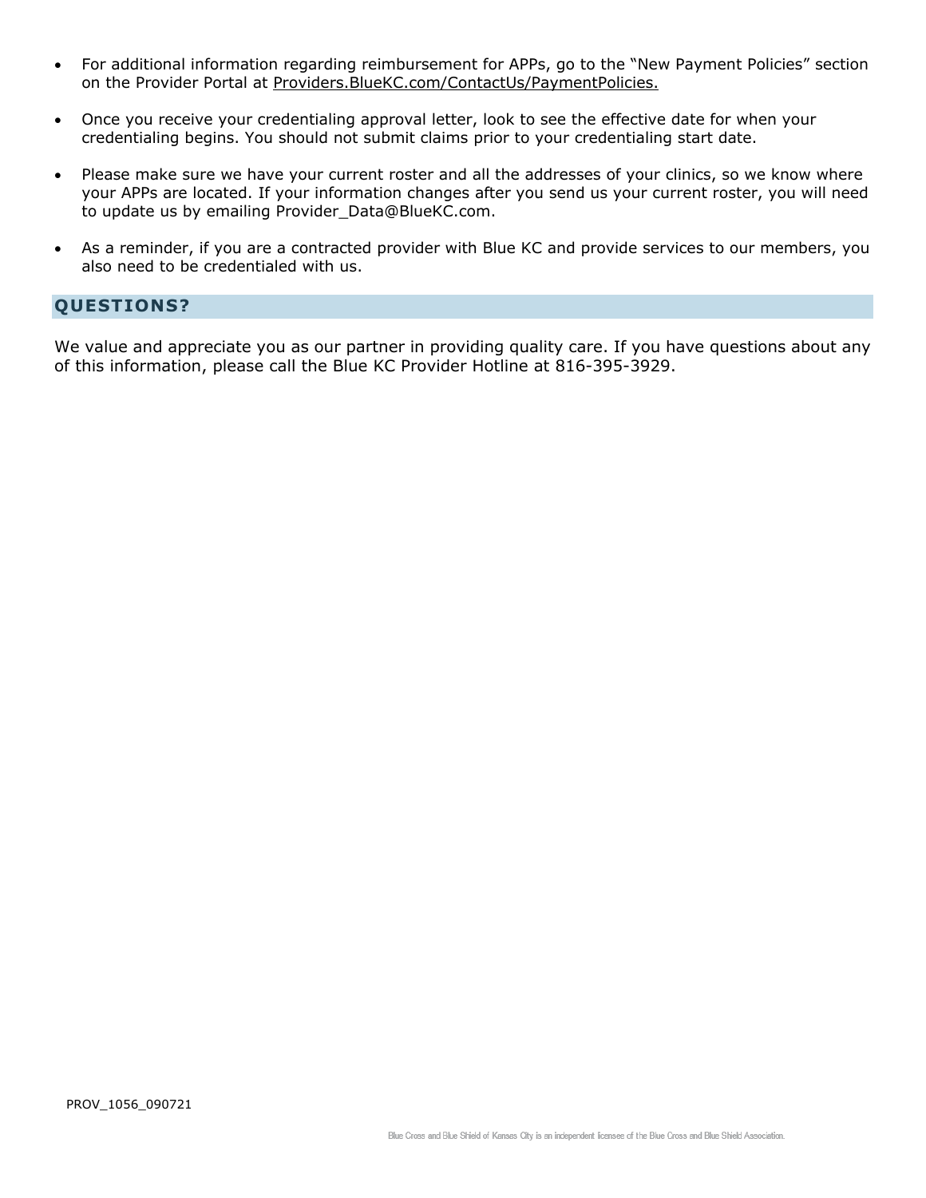- For additional information regarding reimbursement for APPs, go to the "New Payment Policies" section on the Provider Portal at Providers.BlueKC.com/ContactUs/PaymentPolicies.

- Once you receive your credentialing approval letter, look to see the effective date for when your credentialing begins. You should not submit claims prior to your credentialing start date.

- Please make sure we have your current roster and all the addresses of your clinics, so we know where your APPs are located. If your information changes after you send us your current roster, you will need to update us by emailing Provider_Data@BlueKC.com.

- As a reminder, if you are a contracted provider with Blue KC and provide services to our members, you also need to be credentialed with us.

## QUESTIONS?

We value and appreciate you as our partner in providing quality care. If you have questions about any of this information, please call the Blue KC Provider Hotline at 816-395-3929.

PROV_1056_090721

Blue Cross and Blue Shield of Kansas City is an independent licensee of the Blue Cross and Blue Shield Association.